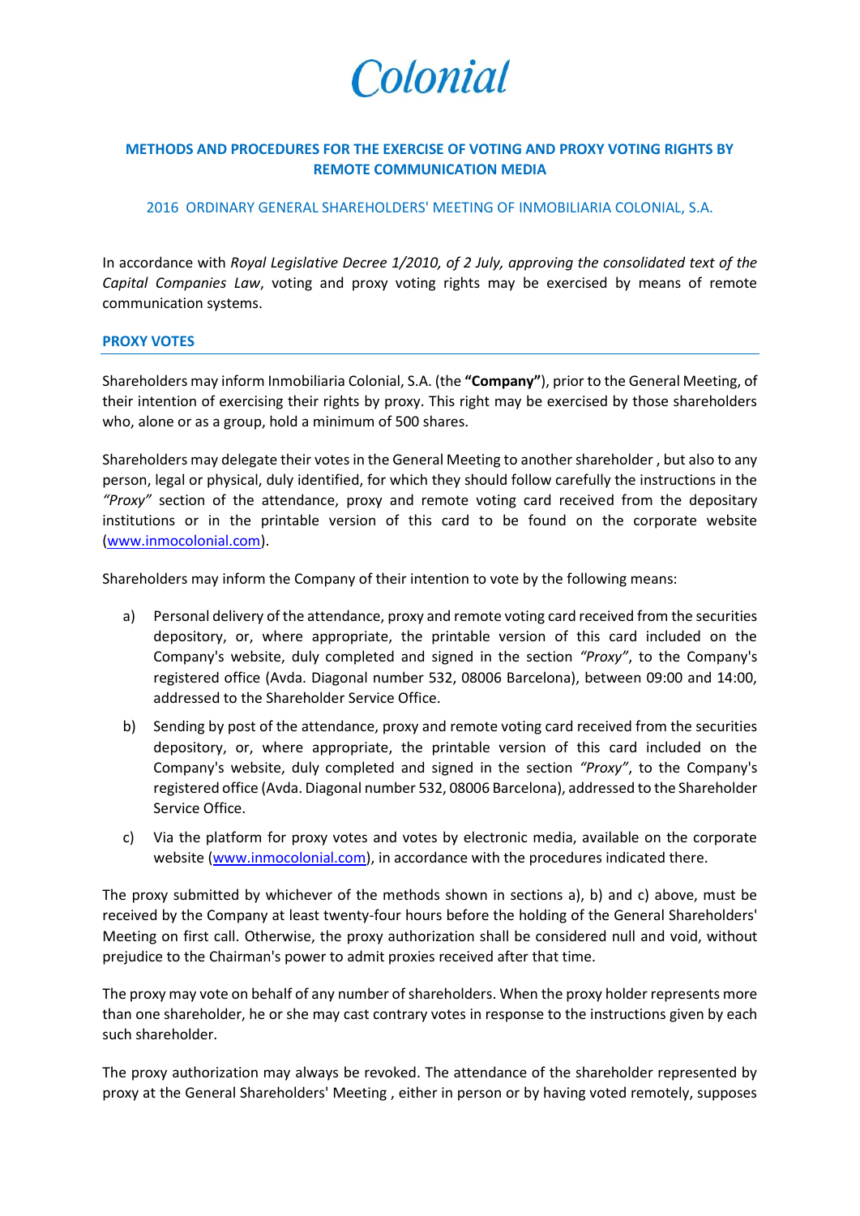Colonial

## METHODS AND PROCEDURES FOR THE EXERCISE OF VOTING AND PROXY VOTING RIGHTS BY REMOTE COMMUNICATION MEDIA

2016 ORDINARY GENERAL SHAREHOLDERS' MEETING OF INMOBILIARIA COLONIAL, S.A.

In accordance with *Royal Legislative Decree 1/2010, of 2 July, approving the consolidated text of the Capital Companies Law*, voting and proxy voting rights may be exercised by means of remote communication systems.

### PROXY VOTES

Shareholders may inform Inmobiliaria Colonial, S.A. (the **"Company"**), prior to the General Meeting, of their intention of exercising their rights by proxy. This right may be exercised by those shareholders who, alone or as a group, hold a minimum of 500 shares.

Shareholders may delegate their votes in the General Meeting to another shareholder , but also to any person, legal or physical, duly identified, for which they should follow carefully the instructions in the *"Proxy"* section of the attendance, proxy and remote voting card received from the depositary institutions or in the printable version of this card to be found on the corporate website (www.inmocolonial.com).

Shareholders may inform the Company of their intention to vote by the following means:

a) Personal delivery of the attendance, proxy and remote voting card received from the securities depository, or, where appropriate, the printable version of this card included on the Company's website, duly completed and signed in the section *"Proxy"*, to the Company's registered office (Avda. Diagonal number 532, 08006 Barcelona), between 09:00 and 14:00, addressed to the Shareholder Service Office.

b) Sending by post of the attendance, proxy and remote voting card received from the securities depository, or, where appropriate, the printable version of this card included on the Company's website, duly completed and signed in the section *"Proxy"*, to the Company's registered office (Avda. Diagonal number 532, 08006 Barcelona), addressed to the Shareholder Service Office.

c) Via the platform for proxy votes and votes by electronic media, available on the corporate website (www.inmocolonial.com), in accordance with the procedures indicated there.

The proxy submitted by whichever of the methods shown in sections a), b) and c) above, must be received by the Company at least twenty-four hours before the holding of the General Shareholders' Meeting on first call. Otherwise, the proxy authorization shall be considered null and void, without prejudice to the Chairman's power to admit proxies received after that time.

The proxy may vote on behalf of any number of shareholders. When the proxy holder represents more than one shareholder, he or she may cast contrary votes in response to the instructions given by each such shareholder.

The proxy authorization may always be revoked. The attendance of the shareholder represented by proxy at the General Shareholders' Meeting , either in person or by having voted remotely, supposes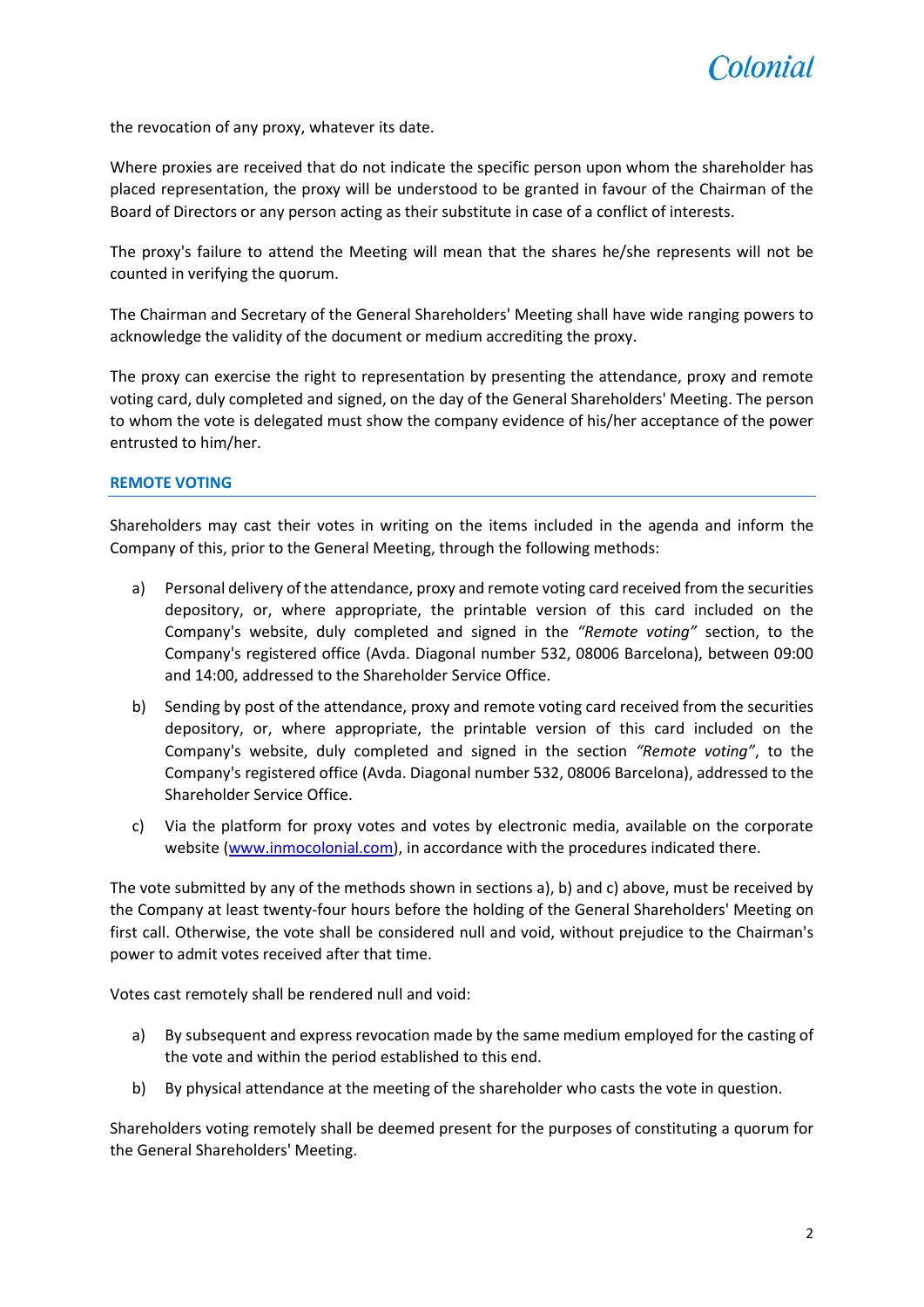the revocation of any proxy, whatever its date.

Where proxies are received that do not indicate the specific person upon whom the shareholder has placed representation, the proxy will be understood to be granted in favour of the Chairman of the Board of Directors or any person acting as their substitute in case of a conflict of interests.

The proxy's failure to attend the Meeting will mean that the shares he/she represents will not be counted in verifying the quorum.

The Chairman and Secretary of the General Shareholders' Meeting shall have wide ranging powers to acknowledge the validity of the document or medium accrediting the proxy.

The proxy can exercise the right to representation by presenting the attendance, proxy and remote voting card, duly completed and signed, on the day of the General Shareholders' Meeting. The person to whom the vote is delegated must show the company evidence of his/her acceptance of the power entrusted to him/her.

## REMOTE VOTING

Shareholders may cast their votes in writing on the items included in the agenda and inform the Company of this, prior to the General Meeting, through the following methods:

a) Personal delivery of the attendance, proxy and remote voting card received from the securities depository, or, where appropriate, the printable version of this card included on the Company's website, duly completed and signed in the *"Remote voting"* section, to the Company's registered office (Avda. Diagonal number 532, 08006 Barcelona), between 09:00 and 14:00, addressed to the Shareholder Service Office.

b) Sending by post of the attendance, proxy and remote voting card received from the securities depository, or, where appropriate, the printable version of this card included on the Company's website, duly completed and signed in the section *"Remote voting"*, to the Company's registered office (Avda. Diagonal number 532, 08006 Barcelona), addressed to the Shareholder Service Office.

c) Via the platform for proxy votes and votes by electronic media, available on the corporate website ([www.inmocolonial.com](http://www.inmocolonial.com)), in accordance with the procedures indicated there.

The vote submitted by any of the methods shown in sections a), b) and c) above, must be received by the Company at least twenty-four hours before the holding of the General Shareholders' Meeting on first call. Otherwise, the vote shall be considered null and void, without prejudice to the Chairman's power to admit votes received after that time.

Votes cast remotely shall be rendered null and void:

a) By subsequent and express revocation made by the same medium employed for the casting of the vote and within the period established to this end.

b) By physical attendance at the meeting of the shareholder who casts the vote in question.

Shareholders voting remotely shall be deemed present for the purposes of constituting a quorum for the General Shareholders' Meeting.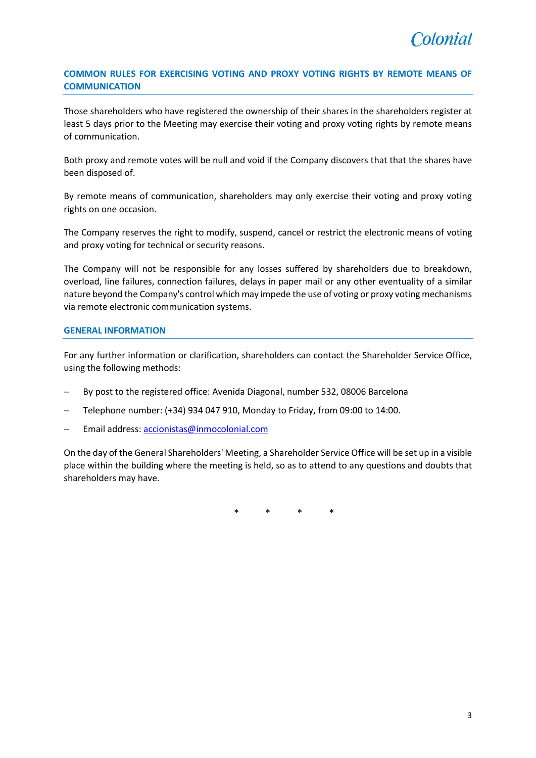## COMMON RULES FOR EXERCISING VOTING AND PROXY VOTING RIGHTS BY REMOTE MEANS OF COMMUNICATION

Those shareholders who have registered the ownership of their shares in the shareholders register at least 5 days prior to the Meeting may exercise their voting and proxy voting rights by remote means of communication.

Both proxy and remote votes will be null and void if the Company discovers that that the shares have been disposed of.

By remote means of communication, shareholders may only exercise their voting and proxy voting rights on one occasion.

The Company reserves the right to modify, suspend, cancel or restrict the electronic means of voting and proxy voting for technical or security reasons.

The Company will not be responsible for any losses suffered by shareholders due to breakdown, overload, line failures, connection failures, delays in paper mail or any other eventuality of a similar nature beyond the Company's control which may impede the use of voting or proxy voting mechanisms via remote electronic communication systems.

## GENERAL INFORMATION

For any further information or clarification, shareholders can contact the Shareholder Service Office, using the following methods:

- By post to the registered office: Avenida Diagonal, number 532, 08006 Barcelona
- Telephone number: (+34) 934 047 910, Monday to Friday, from 09:00 to 14:00.
- Email address: accionistas@inmocolonial.com

On the day of the General Shareholders' Meeting, a Shareholder Service Office will be set up in a visible place within the building where the meeting is held, so as to attend to any questions and doubts that shareholders may have.

\* \* \* \*